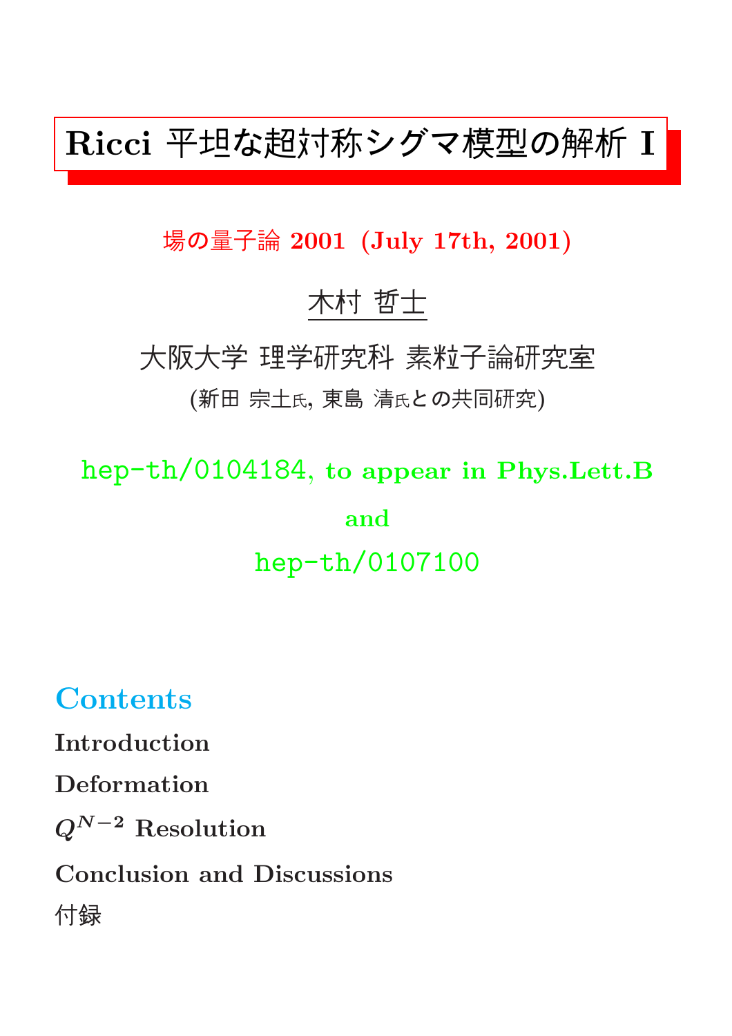# Ricci 平坦な超対称シグマ模型の解析 I

場の量子論 2001 (July 17th, 2001)

木村 哲士

大阪大学 理学研究科 素粒子論研究室

(新田 宗土氏, 東島 清氏との共同研究)

hep-th/0104184, to appear in Phys.Lett.B

and

hep-th/0107100

## Contents

**Introduction**

**Deformation**

**$Q^{N-2}$ Resolution**

**Conclusion and Discussions**

付録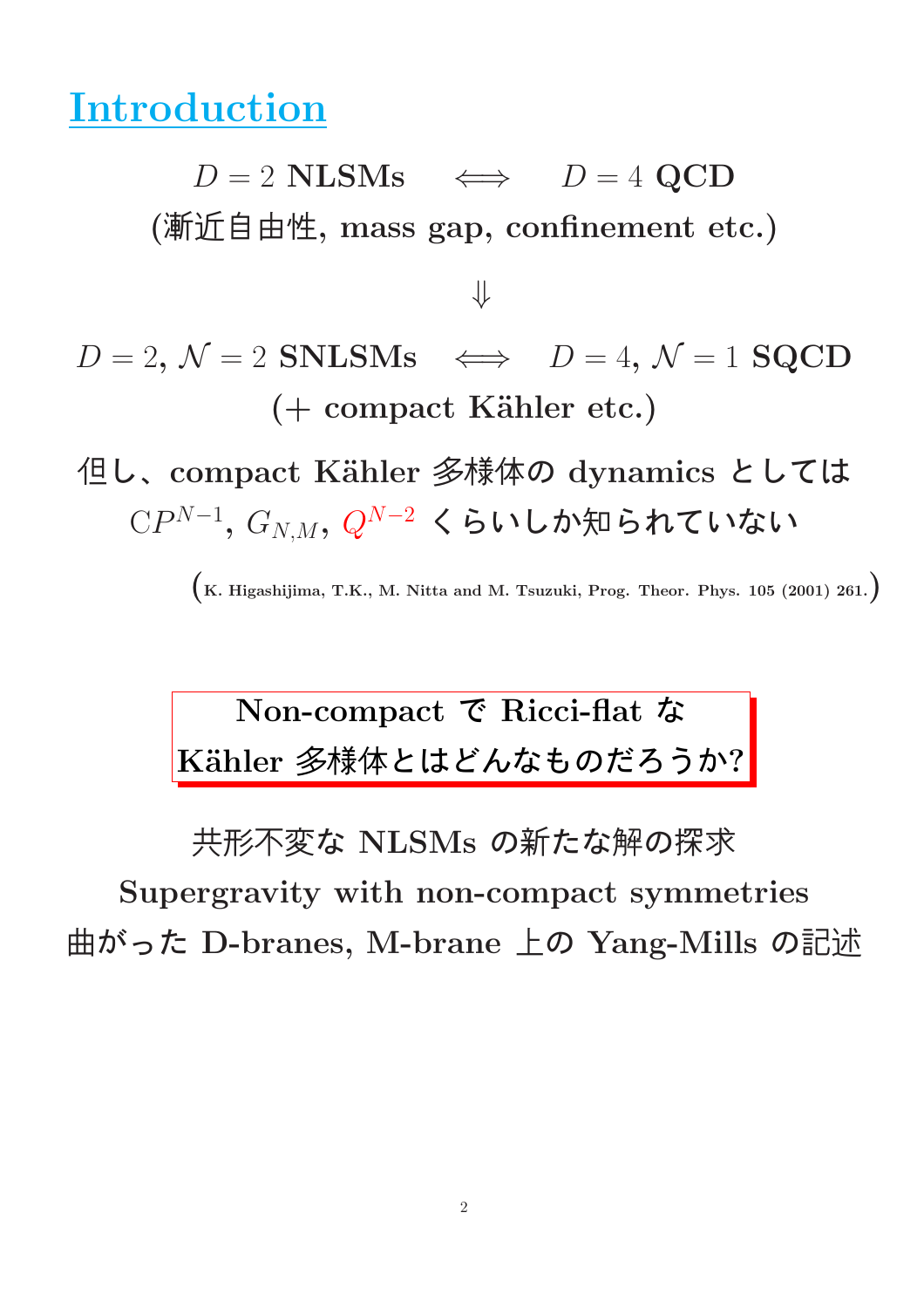# Introduction

$D=2$ **NLSMs** $\iff$ $D=4$ **QCD**

**(漸近自由性, mass gap, confinement etc.)**

$\Downarrow$

$D=2$, $\mathcal{N}=2$ **SNLSMs** $\iff$ $D=4$, $\mathcal{N}=1$ **SQCD**

**(+ compact Kähler etc.)**

但し、**compact Kähler** 多様体の **dynamics** としては
$CP^{N-1}$, $G_{N,M}$, $Q^{N-2}$ くらいしか知られていない

(K. Higashijima, T.K., M. Nitta and M. Tsuzuki, Prog. Theor. Phys. 105 (2001) 261.)

**Non-compact** で **Ricci-flat** な
**Kähler** 多様体とはどんなものだろうか?

共形不変な **NLSMs** の新たな解の探求

**Supergravity with non-compact symmetries**

曲がった **D-branes, M-brane** 上の **Yang-Mills** の記述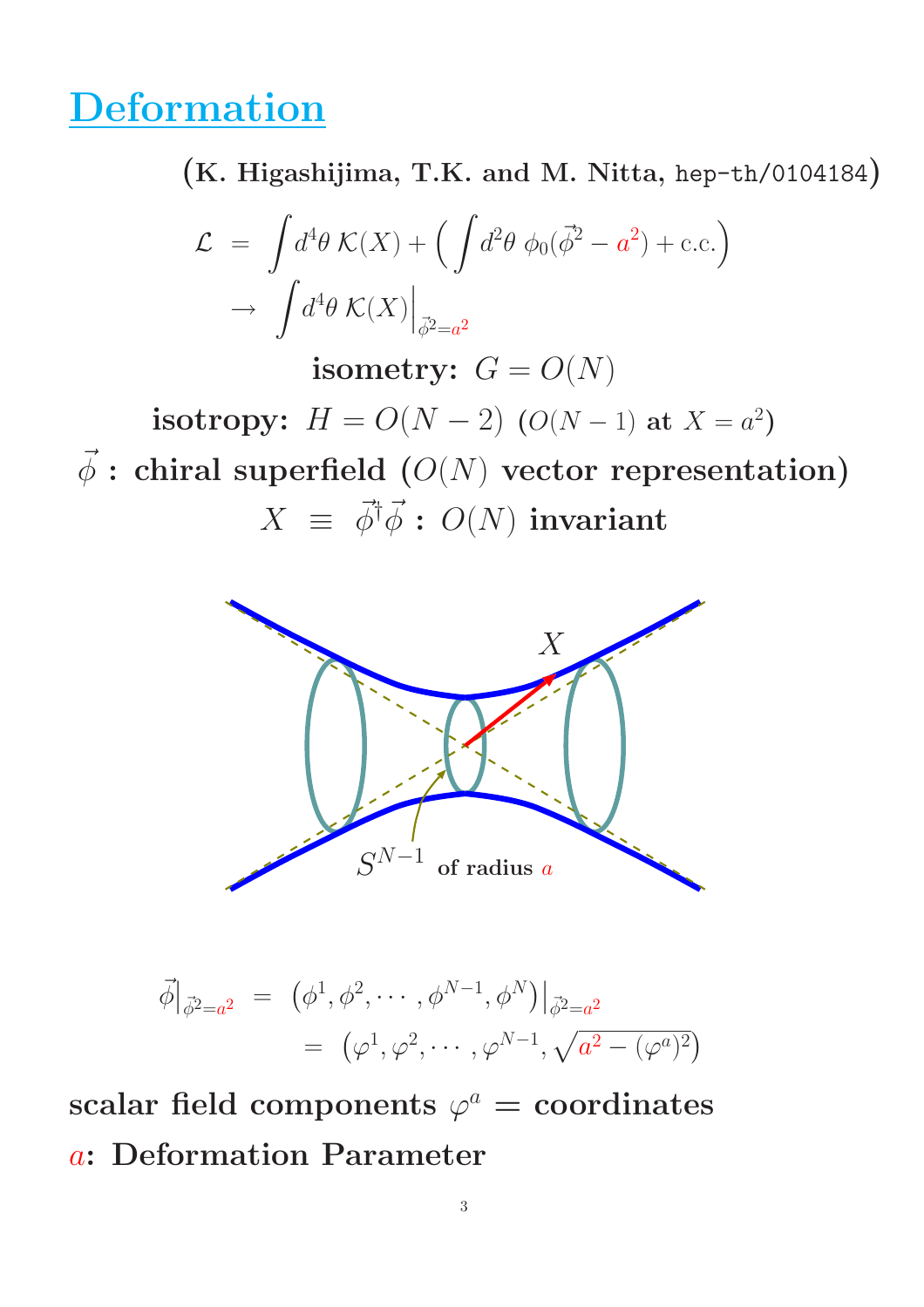# Deformation

(K. Higashijima, T.K. and M. Nitta, hep-th/0104184)

$$\mathcal{L} = \int d^4\theta\, \mathcal{K}(X) + \Big( \int d^2\theta\, \phi_0(\vec{\phi}^2 - a^2) + \text{c.c.} \Big)$$
$$\to \int d^4\theta\, \mathcal{K}(X)\Big|_{\vec{\phi}^2 = a^2}$$

**isometry:** $G = O(N)$

**isotropy:** $H = O(N-2)$ ($O(N-1)$ **at** $X = a^2$)

$\vec{\phi}$ **: chiral superfield (**$O(N)$ **vector representation)**

$X \equiv \vec{\phi}^\dagger \vec{\phi}$ **:** $O(N)$ **invariant**

$X$

$S^{N-1}$ **of radius** $a$

$$\vec{\phi}\Big|_{\vec{\phi}^2 = a^2} = \left(\phi^1, \phi^2, \cdots, \phi^{N-1}, \phi^N\right)\Big|_{\vec{\phi}^2 = a^2}$$
$$= \left(\varphi^1, \varphi^2, \cdots, \varphi^{N-1}, \sqrt{a^2 - (\varphi^a)^2}\right)$$

**scalar field components** $\varphi^a$ **= coordinates**

$a$**: Deformation Parameter**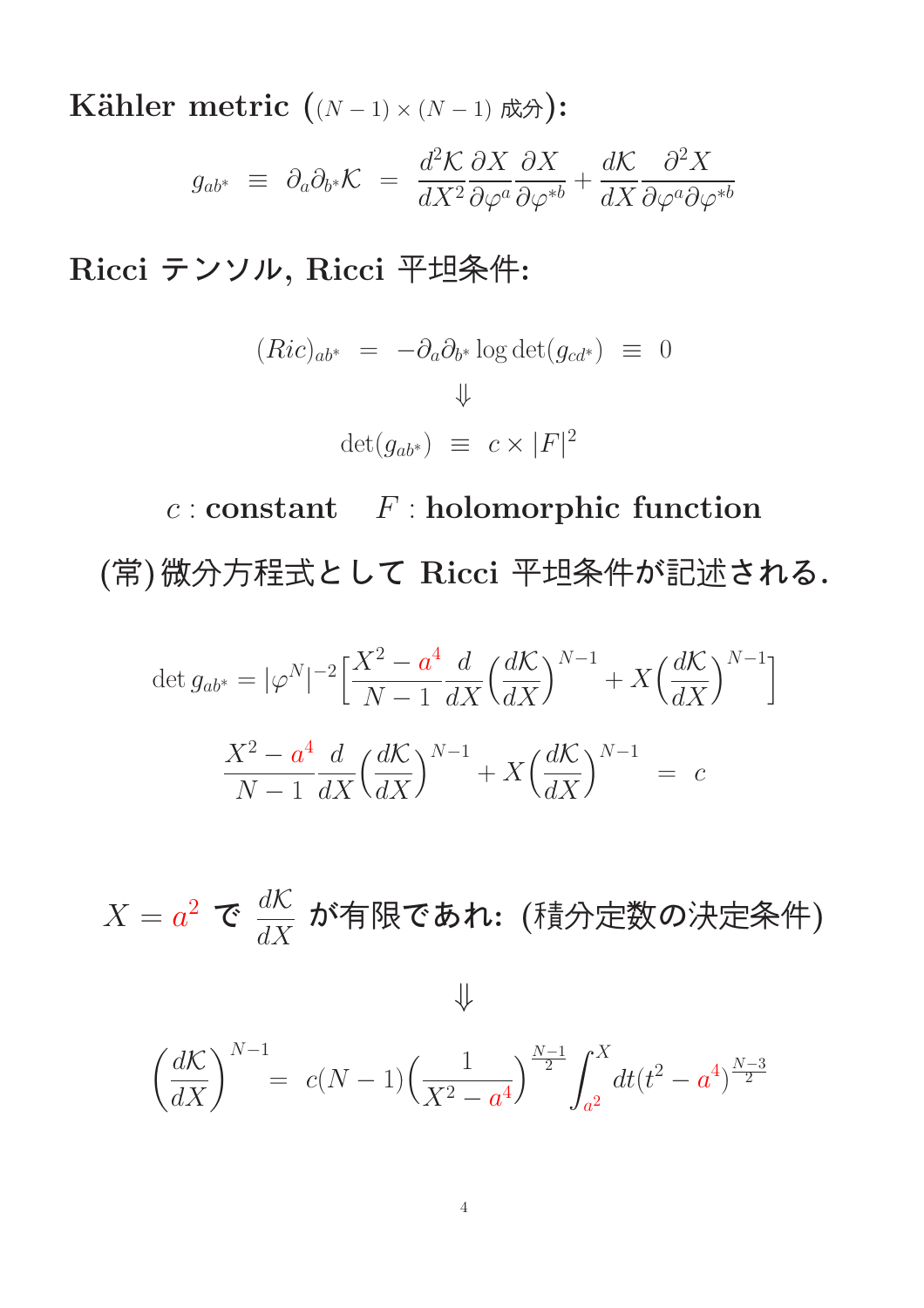**Kähler metric** ($(N-1)\times(N-1)$ 成分)**:**

$$g_{ab^*} \equiv \partial_a \partial_{b^*} \mathcal{K} = \frac{d^2\mathcal{K}}{dX^2}\frac{\partial X}{\partial \varphi^a}\frac{\partial X}{\partial \varphi^{*b}} + \frac{d\mathcal{K}}{dX}\frac{\partial^2 X}{\partial \varphi^a \partial \varphi^{*b}}$$

**Ricci テンソル, Ricci 平坦条件:**

$$(Ric)_{ab^*} = -\partial_a \partial_{b^*} \log \det(g_{cd^*}) \equiv 0$$

$$\Downarrow$$

$$\det(g_{ab^*}) \equiv c \times |F|^2$$

$c$ **: constant** $F$ **: holomorphic function**

(常)微分方程式として **Ricci** 平坦条件が記述される.

$$\det g_{ab^*} = |\varphi^N|^{-2}\Big[\frac{X^2 - a^4}{N-1}\frac{d}{dX}\Big(\frac{d\mathcal{K}}{dX}\Big)^{N-1} + X\Big(\frac{d\mathcal{K}}{dX}\Big)^{N-1}\Big]$$

$$\frac{X^2 - a^4}{N-1}\frac{d}{dX}\Big(\frac{d\mathcal{K}}{dX}\Big)^{N-1} + X\Big(\frac{d\mathcal{K}}{dX}\Big)^{N-1} = c$$

$X = a^2$ で $\dfrac{d\mathcal{K}}{dX}$ が有限であれ: (積分定数の決定条件)

$$\Downarrow$$

$$\Big(\frac{d\mathcal{K}}{dX}\Big)^{N-1} = c(N-1)\Big(\frac{1}{X^2 - a^4}\Big)^{\frac{N-1}{2}} \int_{a^2}^{X} dt (t^2 - a^4)^{\frac{N-3}{2}}$$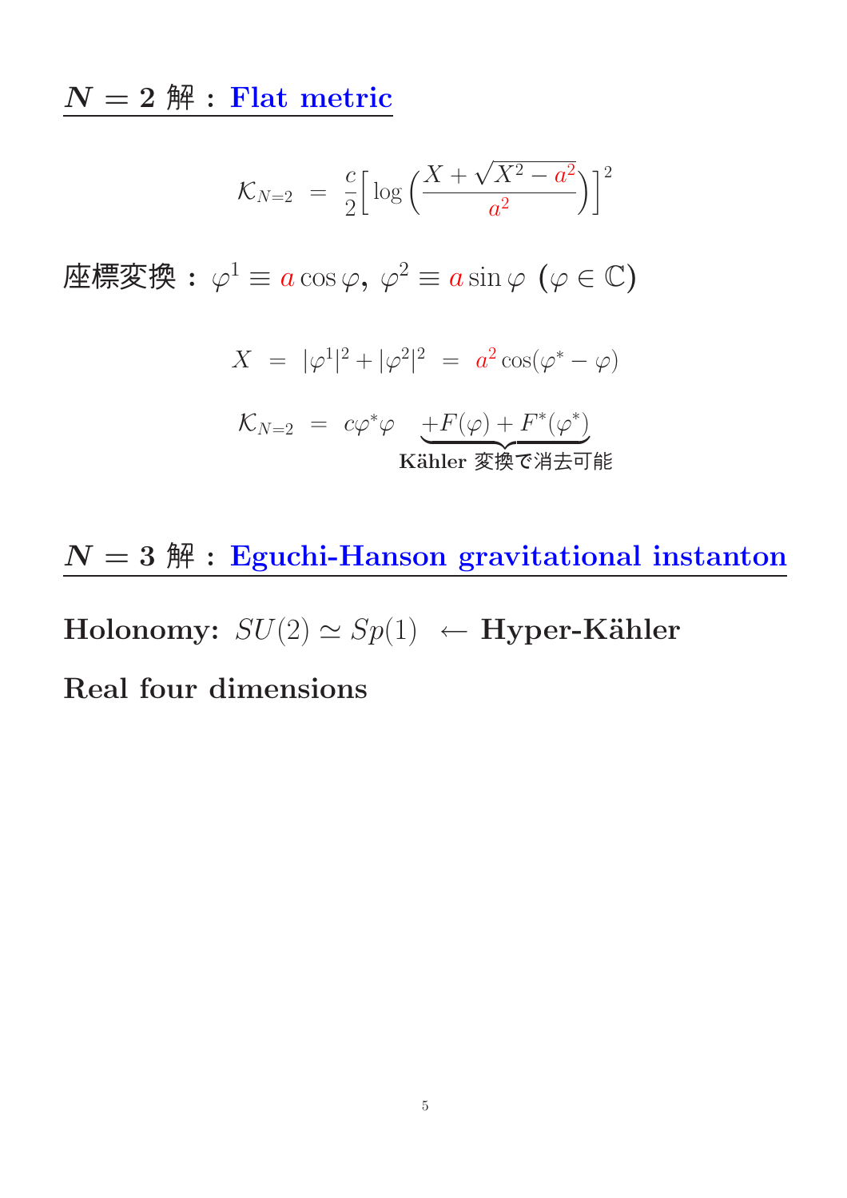## $N=2$ 解：Flat metric

$$\mathcal{K}_{N=2} = \frac{c}{2}\Big[\log\Big(\frac{X+\sqrt{X^2-a^2}}{a^2}\Big)\Big]^2$$

**座標変換：** $\varphi^1 \equiv a\cos\varphi$, $\varphi^2 \equiv a\sin\varphi$ $(\varphi \in \mathbb{C})$

$$X = |\varphi^1|^2 + |\varphi^2|^2 = a^2\cos(\varphi^* - \varphi)$$

$$\mathcal{K}_{N=2} = c\varphi^*\varphi \underbrace{+F(\varphi)+F^*(\varphi^*)}_{\text{Kähler 変換で消去可能}}$$

## $N=3$ 解：Eguchi-Hanson gravitational instanton

**Holonomy:** $SU(2) \simeq Sp(1)$ $\leftarrow$ **Hyper-Kähler**

**Real four dimensions**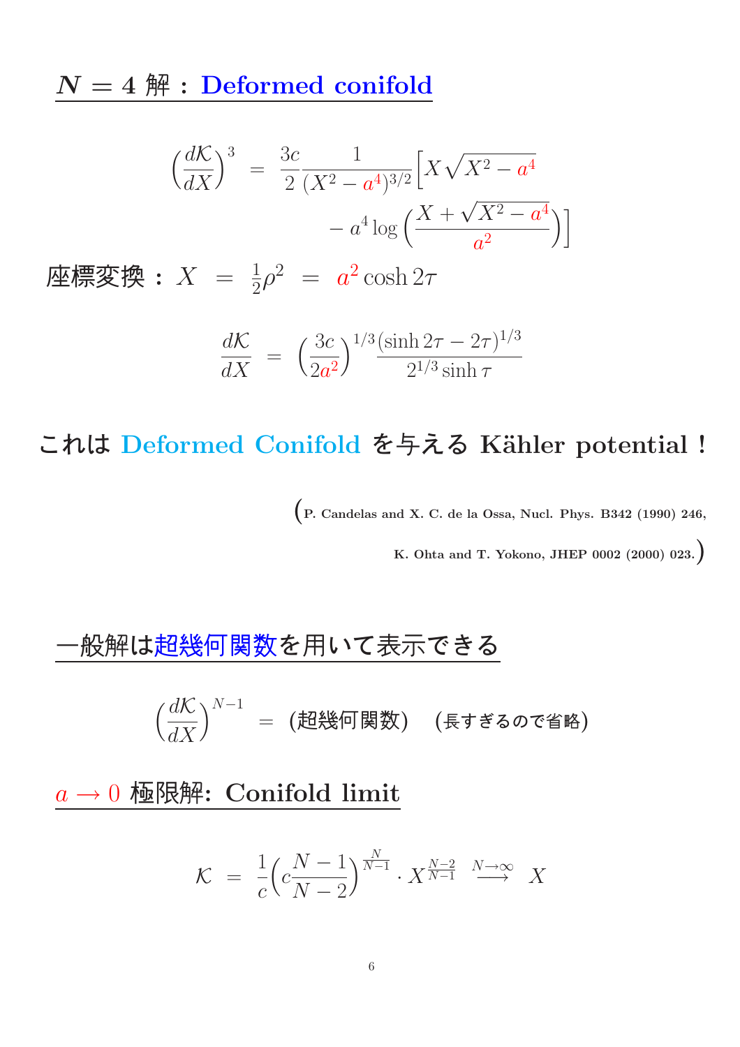## $N=4$ 解：Deformed conifold

$$
\left(\frac{d\mathcal{K}}{dX}\right)^3 = \frac{3c}{2}\frac{1}{(X^2-a^4)^{3/2}}\Big[X\sqrt{X^2-a^4} - a^4\log\Big(\frac{X+\sqrt{X^2-a^4}}{a^2}\Big)\Big]
$$

座標変換：$X = \frac{1}{2}\rho^2 = a^2\cosh 2\tau$

$$
\frac{d\mathcal{K}}{dX} = \left(\frac{3c}{2a^2}\right)^{1/3}\frac{(\sinh 2\tau - 2\tau)^{1/3}}{2^{1/3}\sinh\tau}
$$

これは Deformed Conifold を与える Kähler potential！

(P. Candelas and X. C. de la Ossa, Nucl. Phys. B342 (1990) 246,
K. Ohta and T. Yokono, JHEP 0002 (2000) 023.)

## 一般解は超幾何関数を用いて表示できる

$$
\left(\frac{d\mathcal{K}}{dX}\right)^{N-1} = \text{(超幾何関数)} \quad \text{(長すぎるので省略)}
$$

## $a\to 0$ 極限解: Conifold limit

$$
\mathcal{K} = \frac{1}{c}\Big(c\frac{N-1}{N-2}\Big)^{\frac{N}{N-1}}\cdot X^{\frac{N-2}{N-1}} \xrightarrow{N\to\infty} X
$$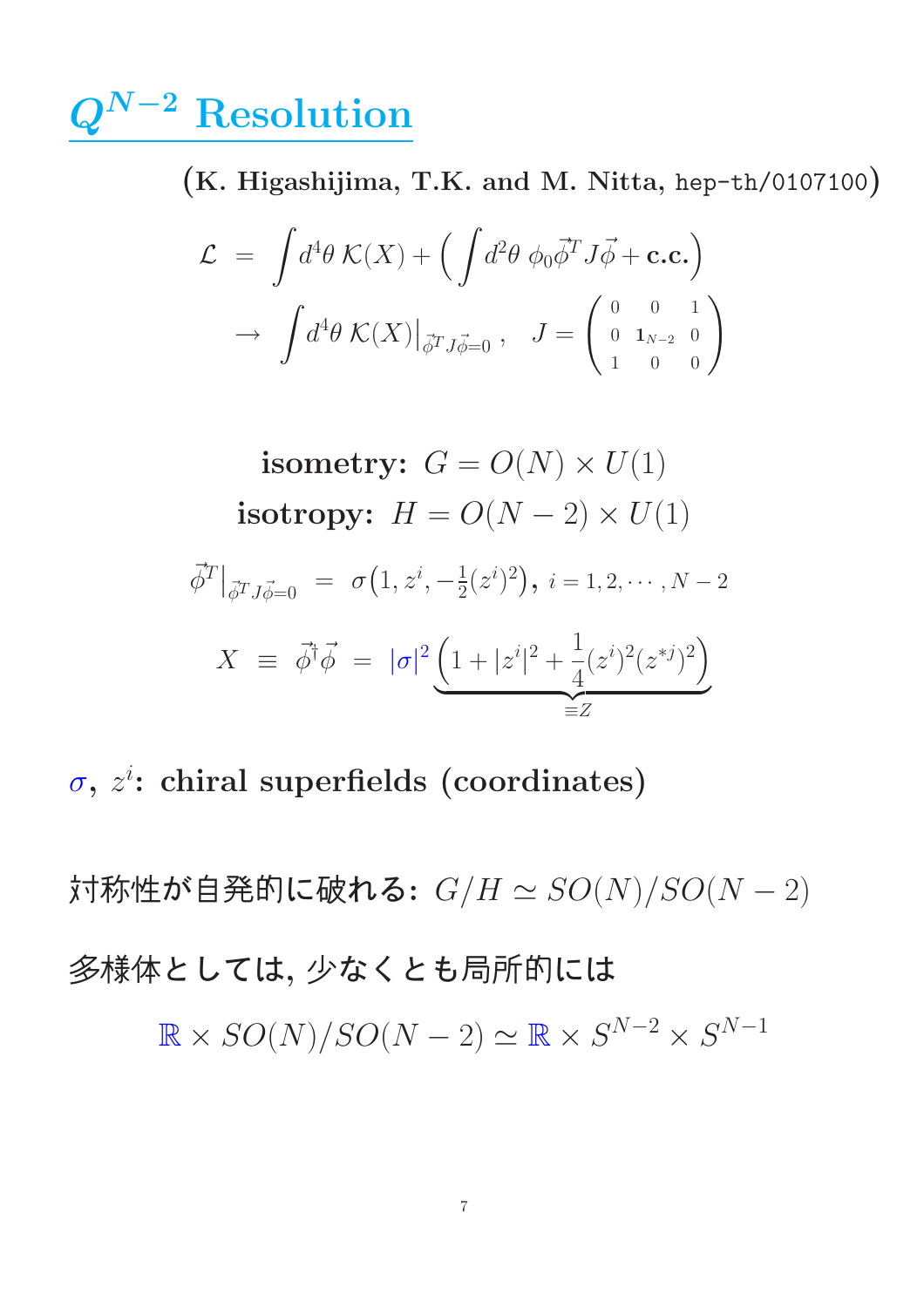# $Q^{N-2}$ Resolution

(**K. Higashijima, T.K. and M. Nitta,** hep-th/0107100)

$$
\begin{aligned}
\mathcal{L} &= \int d^4\theta\, \mathcal{K}(X) + \left( \int d^2\theta\, \phi_0 \vec{\phi}^T J \vec{\phi} + \text{c.c.} \right) \\
&\rightarrow \int d^4\theta\, \mathcal{K}(X)\big|_{\vec{\phi}^T J \vec{\phi}=0}\,, \quad J = \begin{pmatrix} 0 & 0 & 1 \\ 0 & \mathbf{1}_{N-2} & 0 \\ 1 & 0 & 0 \end{pmatrix}
\end{aligned}
$$

**isometry:** $G = O(N) \times U(1)$

**isotropy:** $H = O(N-2) \times U(1)$

$$
\vec{\phi}^T\big|_{\vec{\phi}^T J \vec{\phi}=0} = \sigma\big(1, z^i, -\tfrac{1}{2}(z^i)^2\big), \; i = 1, 2, \cdots, N-2
$$

$$
X \equiv \vec{\phi}^\dagger \vec{\phi} = |\sigma|^2 \underbrace{\left(1 + |z^i|^2 + \frac{1}{4}(z^i)^2 (z^{*j})^2\right)}_{\equiv Z}
$$

$\sigma$, $z^i$: **chiral superfields (coordinates)**

対称性が自発的に破れる: $G/H \simeq SO(N)/SO(N-2)$

多様体としては, 少なくとも局所的には

$$
\mathbb{R} \times SO(N)/SO(N-2) \simeq \mathbb{R} \times S^{N-2} \times S^{N-1}
$$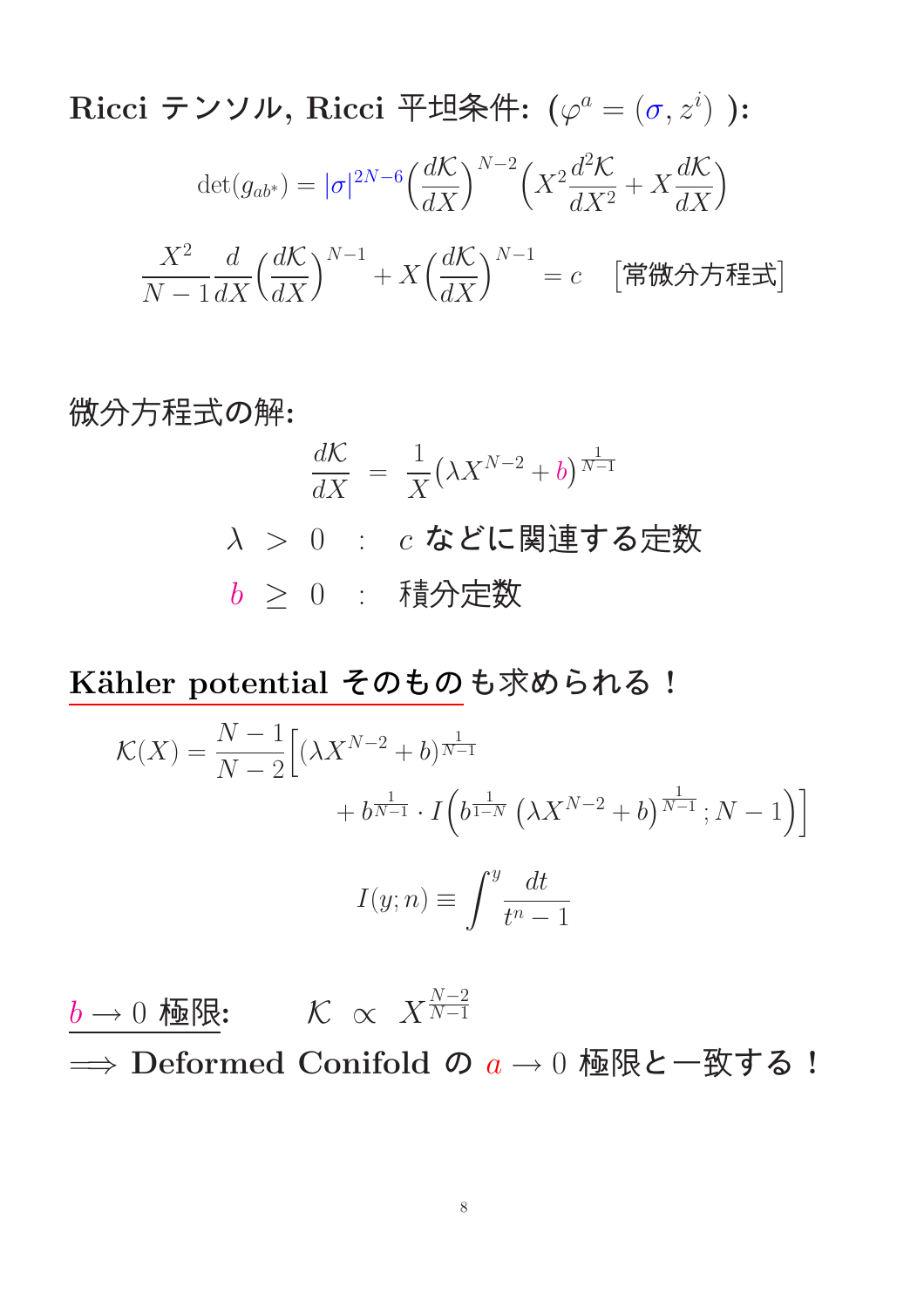**Ricci テンソル, Ricci 平坦条件: ($\varphi^a = (\sigma, z^i)$ ):**

$$\det(g_{ab^*}) = |\sigma|^{2N-6}\Big(\frac{d\mathcal{K}}{dX}\Big)^{N-2}\Big(X^2\frac{d^2\mathcal{K}}{dX^2} + X\frac{d\mathcal{K}}{dX}\Big)$$

$$\frac{X^2}{N-1}\frac{d}{dX}\Big(\frac{d\mathcal{K}}{dX}\Big)^{N-1} + X\Big(\frac{d\mathcal{K}}{dX}\Big)^{N-1} = c \quad \text{[常微分方程式]}$$

**微分方程式の解:**

$$\frac{d\mathcal{K}}{dX} = \frac{1}{X}\big(\lambda X^{N-2} + b\big)^{\frac{1}{N-1}}$$

$\lambda > 0$ : $c$ などに関連する定数

$b \geq 0$ : 積分定数

**Kähler potential そのもの**も求められる！

$$\mathcal{K}(X) = \frac{N-1}{N-2}\Big[(\lambda X^{N-2} + b)^{\frac{1}{N-1}} + b^{\frac{1}{N-1}} \cdot I\Big(b^{\frac{1}{1-N}}\,\big(\lambda X^{N-2} + b\big)^{\frac{1}{N-1}}; N-1\Big)\Big]$$

$$I(y; n) \equiv \int^y \frac{dt}{t^n - 1}$$

$b \to 0$ 極限: $\qquad \mathcal{K} \propto X^{\frac{N-2}{N-1}}$

$\Longrightarrow$ **Deformed Conifold の $a \to 0$ 極限と一致する！**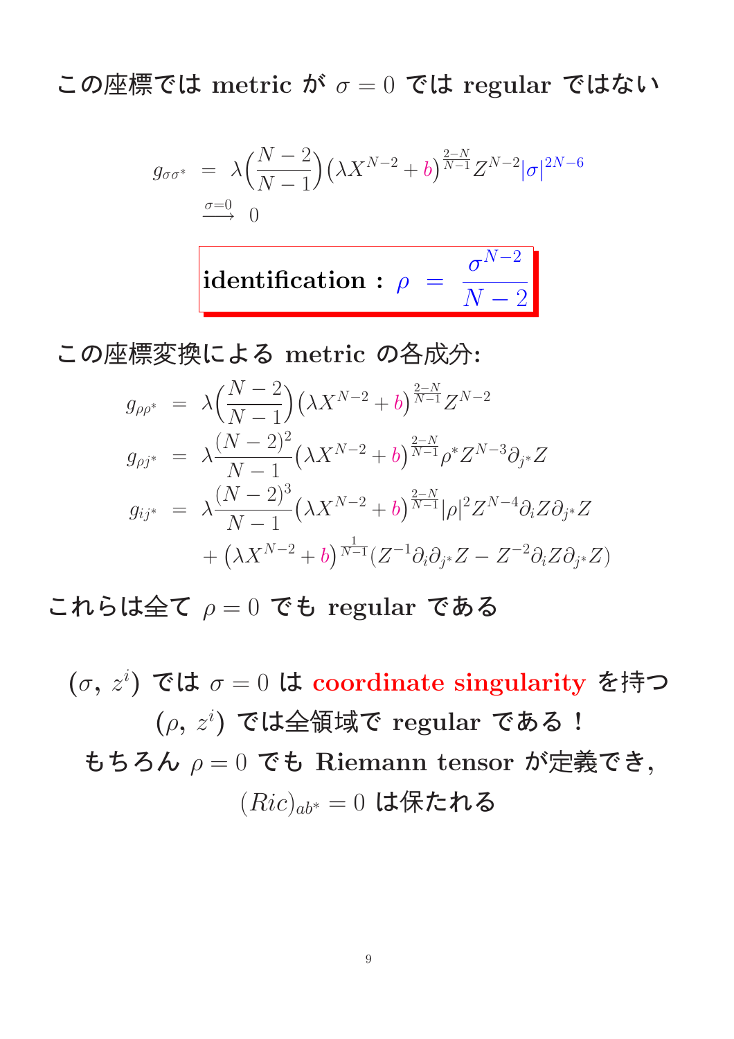この座標では metric が $\sigma = 0$ では regular ではない

$$
\begin{aligned}
g_{\sigma\sigma^*} &= \lambda\Big(\frac{N-2}{N-1}\Big)\big(\lambda X^{N-2} + b\big)^{\frac{2-N}{N-1}} Z^{N-2} |\sigma|^{2N-6} \\
&\xrightarrow{\sigma=0} 0
\end{aligned}
$$

$$
\textbf{identification :}\ \rho = \frac{\sigma^{N-2}}{N-2}
$$

この座標変換による metric の各成分:

$$
\begin{aligned}
g_{\rho\rho^*} &= \lambda\Big(\frac{N-2}{N-1}\Big)\big(\lambda X^{N-2} + b\big)^{\frac{2-N}{N-1}} Z^{N-2} \\
g_{\rho j^*} &= \lambda\frac{(N-2)^2}{N-1}\big(\lambda X^{N-2} + b\big)^{\frac{2-N}{N-1}} \rho^* Z^{N-3} \partial_{j^*} Z \\
g_{ij^*} &= \lambda\frac{(N-2)^3}{N-1}\big(\lambda X^{N-2} + b\big)^{\frac{2-N}{N-1}} |\rho|^2 Z^{N-4} \partial_i Z \partial_{j^*} Z \\
&\quad + \big(\lambda X^{N-2} + b\big)^{\frac{1}{N-1}} (Z^{-1}\partial_i\partial_{j^*} Z - Z^{-2}\partial_i Z \partial_{j^*} Z)
\end{aligned}
$$

これらは全て $\rho = 0$ でも regular である

$(\sigma,\, z^i)$ では $\sigma = 0$ は coordinate singularity を持つ

$(\rho,\, z^i)$ では全領域で regular である！

もちろん $\rho = 0$ でも Riemann tensor が定義でき,

$(Ric)_{ab^*} = 0$ は保たれる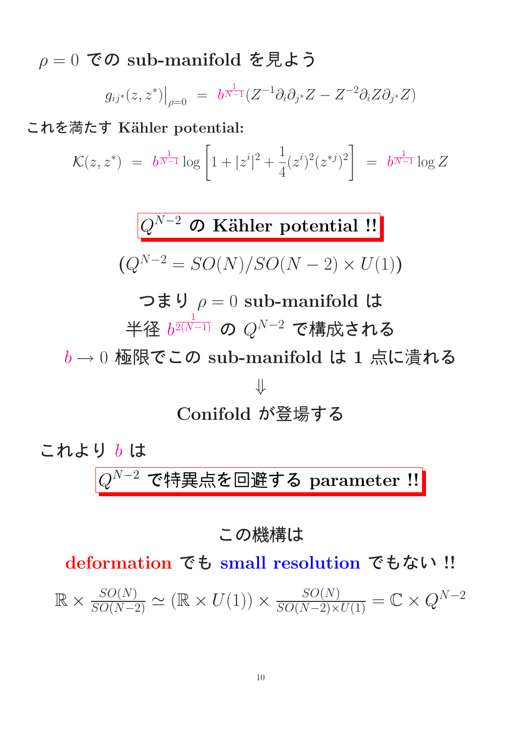$\rho = 0$ での sub-manifold を見よう

$$g_{ij^*}(z,z^*)\big|_{\rho=0} \;=\; b^{\frac{1}{N-1}}(Z^{-1}\partial_i\partial_{j^*}Z - Z^{-2}\partial_i Z\partial_{j^*}Z)$$

これを満たす Kähler potential:

$$\mathcal{K}(z,z^*) \;=\; b^{\frac{1}{N-1}}\log\left[1+|z^i|^2+\frac{1}{4}(z^i)^2(z^{*j})^2\right] \;=\; b^{\frac{1}{N-1}}\log Z$$

**$Q^{N-2}$ の Kähler potential !!**

$(Q^{N-2} = SO(N)/SO(N-2)\times U(1))$

つまり $\rho = 0$ sub-manifold は

半径 $b^{\frac{1}{2(N-1)}}$ の $Q^{N-2}$ で構成される

$b \to 0$ 極限でこの sub-manifold は 1 点に潰れる

$\Downarrow$

Conifold が登場する

これより $b$ は

**$Q^{N-2}$ で特異点を回避する parameter !!**

この機構は

deformation でも small resolution でもない !!

$$\mathbb{R}\times\frac{SO(N)}{SO(N-2)} \simeq (\mathbb{R}\times U(1))\times\frac{SO(N)}{SO(N-2)\times U(1)} = \mathbb{C}\times Q^{N-2}$$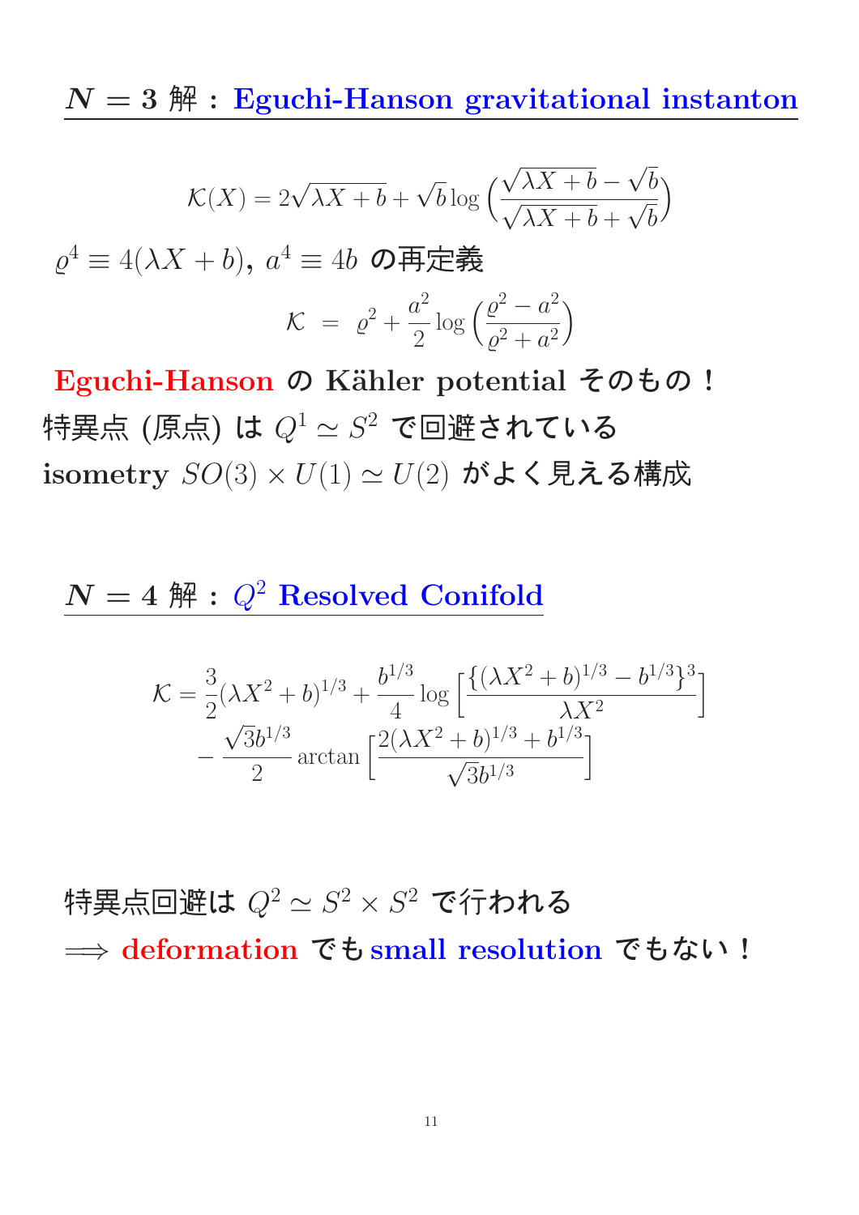## $N = 3$ 解：Eguchi-Hanson gravitational instanton

$$\mathcal{K}(X) = 2\sqrt{\lambda X + b} + \sqrt{b}\log\left(\frac{\sqrt{\lambda X + b} - \sqrt{b}}{\sqrt{\lambda X + b} + \sqrt{b}}\right)$$

$\varrho^4 \equiv 4(\lambda X + b)$, $a^4 \equiv 4b$ の再定義

$$\mathcal{K} \;=\; \varrho^2 + \frac{a^2}{2}\log\left(\frac{\varrho^2 - a^2}{\varrho^2 + a^2}\right)$$

**Eguchi-Hanson の Kähler potential そのもの！**

特異点 (原点) は $Q^1 \simeq S^2$ で回避されている

**isometry** $SO(3) \times U(1) \simeq U(2)$ がよく見える構成

## $N = 4$ 解：$Q^2$ Resolved Conifold

$$\mathcal{K} = \frac{3}{2}(\lambda X^2 + b)^{1/3} + \frac{b^{1/3}}{4}\log\left[\frac{\{(\lambda X^2 + b)^{1/3} - b^{1/3}\}^3}{\lambda X^2}\right] - \frac{\sqrt{3}b^{1/3}}{2}\arctan\left[\frac{2(\lambda X^2 + b)^{1/3} + b^{1/3}}{\sqrt{3}b^{1/3}}\right]$$

特異点回避は $Q^2 \simeq S^2 \times S^2$ で行われる

$\Longrightarrow$ **deformation** でも **small resolution** でもない！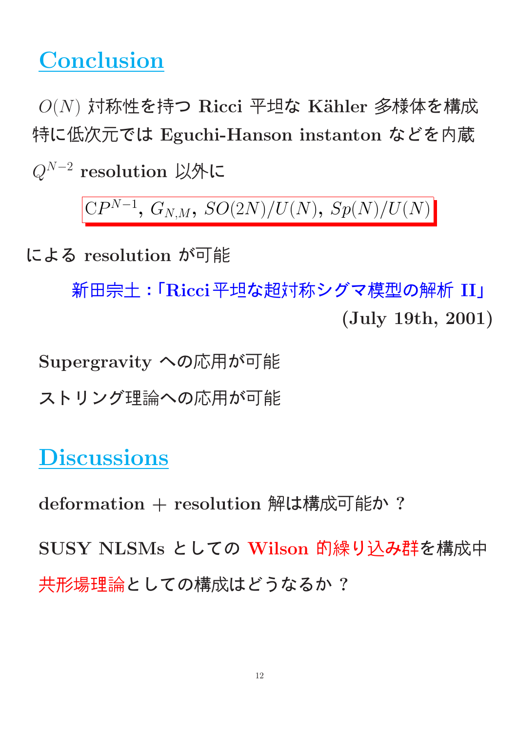## Conclusion

$O(N)$ 対称性を持つ **Ricci** 平坦な **Kähler** 多様体を構成
特に低次元では **Eguchi-Hanson instanton** などを内蔵

$Q^{N-2}$ **resolution** 以外に

$$\boxed{\mathrm{C}P^{N-1},\ G_{N,M},\ SO(2N)/U(N),\ Sp(N)/U(N)}$$

による **resolution** が可能

新田宗土：「**Ricci** 平坦な超対称シグマ模型の解析 **II**」
**(July 19th, 2001)**

**Supergravity** への応用が可能

ストリング理論への応用が可能

## Discussions

**deformation** + **resolution** 解は構成可能か ?

**SUSY NLSMs** としての **Wilson** 的繰り込み群を構成中

共形場理論としての構成はどうなるか ?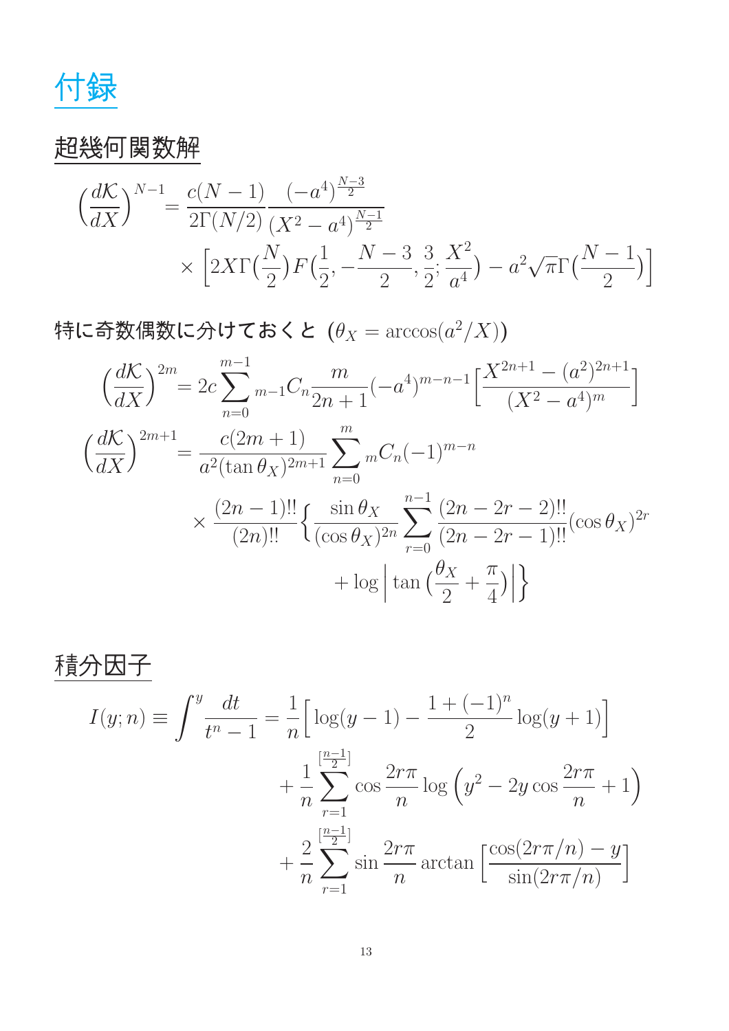# 付録

## 超幾何関数解

$$\left(\frac{d\mathcal{K}}{dX}\right)^{N-1} = \frac{c(N-1)}{2\Gamma(N/2)}\frac{(-a^4)^{\frac{N-3}{2}}}{(X^2-a^4)^{\frac{N-1}{2}}} \times \left[2X\Gamma\left(\frac{N}{2}\right)F\left(\frac{1}{2}, -\frac{N-3}{2}, \frac{3}{2}; \frac{X^2}{a^4}\right) - a^2\sqrt{\pi}\Gamma\left(\frac{N-1}{2}\right)\right]$$

特に奇数偶数に分けておくと ($\theta_X = \arccos(a^2/X)$)

$$\left(\frac{d\mathcal{K}}{dX}\right)^{2m} = 2c\sum_{n=0}^{m-1} {}_{m-1}C_n \frac{m}{2n+1}(-a^4)^{m-n-1}\left[\frac{X^{2n+1}-(a^2)^{2n+1}}{(X^2-a^4)^m}\right]$$

$$\left(\frac{d\mathcal{K}}{dX}\right)^{2m+1} = \frac{c(2m+1)}{a^2(\tan\theta_X)^{2m+1}}\sum_{n=0}^{m} {}_{m}C_n(-1)^{m-n} \times \frac{(2n-1)!!}{(2n)!!}\left\{\frac{\sin\theta_X}{(\cos\theta_X)^{2n}}\sum_{r=0}^{n-1}\frac{(2n-2r-2)!!}{(2n-2r-1)!!}(\cos\theta_X)^{2r} + \log\left|\tan\left(\frac{\theta_X}{2}+\frac{\pi}{4}\right)\right|\right\}$$

## 積分因子

$$I(y;n) \equiv \int^y \frac{dt}{t^n-1} = \frac{1}{n}\left[\log(y-1) - \frac{1+(-1)^n}{2}\log(y+1)\right] + \frac{1}{n}\sum_{r=1}^{[\frac{n-1}{2}]}\cos\frac{2r\pi}{n}\log\left(y^2-2y\cos\frac{2r\pi}{n}+1\right) + \frac{2}{n}\sum_{r=1}^{[\frac{n-1}{2}]}\sin\frac{2r\pi}{n}\arctan\left[\frac{\cos(2r\pi/n)-y}{\sin(2r\pi/n)}\right]$$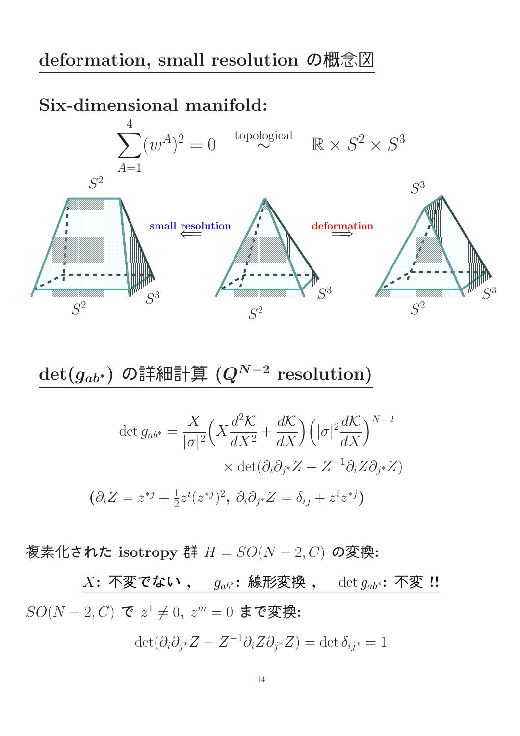## deformation, small resolution の概念図

### Six-dimensional manifold:

$$\sum_{A=1}^{4}(w^A)^2 = 0 \quad \overset{\text{topological}}{\sim} \quad \mathbb{R}\times S^2 \times S^3$$

$S^2$ small resolution $\Longleftarrow$ deformation $\Longrightarrow$ $S^3$

$S^2$ $S^3$ $S^2$ $S^3$ $S^2$ $S^3$

## $\det(g_{ab^*})$ の詳細計算 ($Q^{N-2}$ resolution)

$$\det g_{ab^*} = \frac{X}{|\sigma|^2}\Big(X\frac{d^2\mathcal{K}}{dX^2}+\frac{d\mathcal{K}}{dX}\Big)\Big(|\sigma|^2\frac{d\mathcal{K}}{dX}\Big)^{N-2}$$

$$\times \det(\partial_i\partial_{j^*}Z - Z^{-1}\partial_i Z\partial_{j^*}Z)$$

$$(\partial_i Z = z^{*j}+\tfrac{1}{2}z^i(z^{*j})^2,\ \partial_i\partial_{j^*}Z = \delta_{ij}+z^i z^{*j})$$

複素化された isotropy 群 $H = SO(N-2,C)$ の変換:

$X$: 不変でない， $g_{ab^*}$: 線形変換， $\det g_{ab^*}$: 不変 !!

$SO(N-2,C)$ で $z^1\neq 0,\ z^m=0$ まで変換:

$$\det(\partial_i\partial_{j^*}Z - Z^{-1}\partial_i Z\partial_{j^*}Z) = \det\delta_{ij^*} = 1$$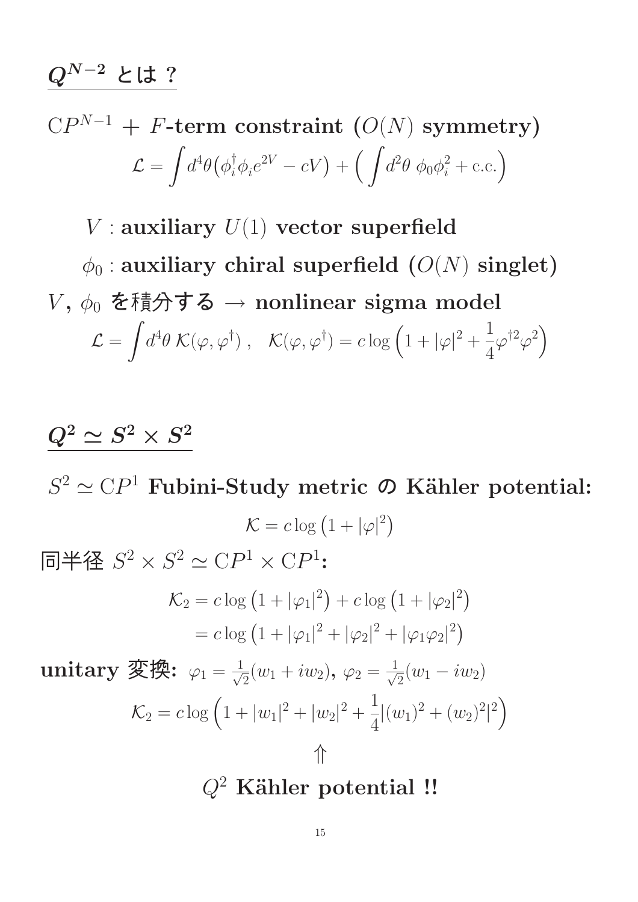## $Q^{N-2}$ とは ?

**$\mathrm{C}P^{N-1}$ + $F$-term constraint ($O(N)$ symmetry)**

$$\mathcal{L} = \int d^4\theta \big(\phi_i^\dagger \phi_i e^{2V} - cV\big) + \Big( \int d^2\theta \ \phi_0 \phi_i^2 + \text{c.c.} \Big)$$

$V$ : **auxiliary $U(1)$ vector superfield**

$\phi_0$ : **auxiliary chiral superfield ($O(N)$ singlet)**

$V$, $\phi_0$ を積分する $\rightarrow$ **nonlinear sigma model**

$$\mathcal{L} = \int d^4\theta \, \mathcal{K}(\varphi, \varphi^\dagger) \,, \quad \mathcal{K}(\varphi, \varphi^\dagger) = c \log \Big( 1 + |\varphi|^2 + \frac{1}{4} \varphi^{\dagger 2} \varphi^2 \Big)$$

## $Q^2 \simeq S^2 \times S^2$

$S^2 \simeq \mathrm{C}P^1$ **Fubini-Study metric の Kähler potential:**

$$\mathcal{K} = c \log \big( 1 + |\varphi|^2 \big)$$

同半径 $S^2 \times S^2 \simeq \mathrm{C}P^1 \times \mathrm{C}P^1$:

$$\begin{aligned} \mathcal{K}_2 &= c \log \big( 1 + |\varphi_1|^2 \big) + c \log \big( 1 + |\varphi_2|^2 \big) \\ &= c \log \big( 1 + |\varphi_1|^2 + |\varphi_2|^2 + |\varphi_1 \varphi_2|^2 \big) \end{aligned}$$

**unitary 変換:** $\varphi_1 = \frac{1}{\sqrt{2}}(w_1 + i w_2)$, $\varphi_2 = \frac{1}{\sqrt{2}}(w_1 - i w_2)$

$$\mathcal{K}_2 = c \log \Big( 1 + |w_1|^2 + |w_2|^2 + \frac{1}{4} |(w_1)^2 + (w_2)^2|^2 \Big)$$

$$\Uparrow$$

$Q^2$ **Kähler potential !!**